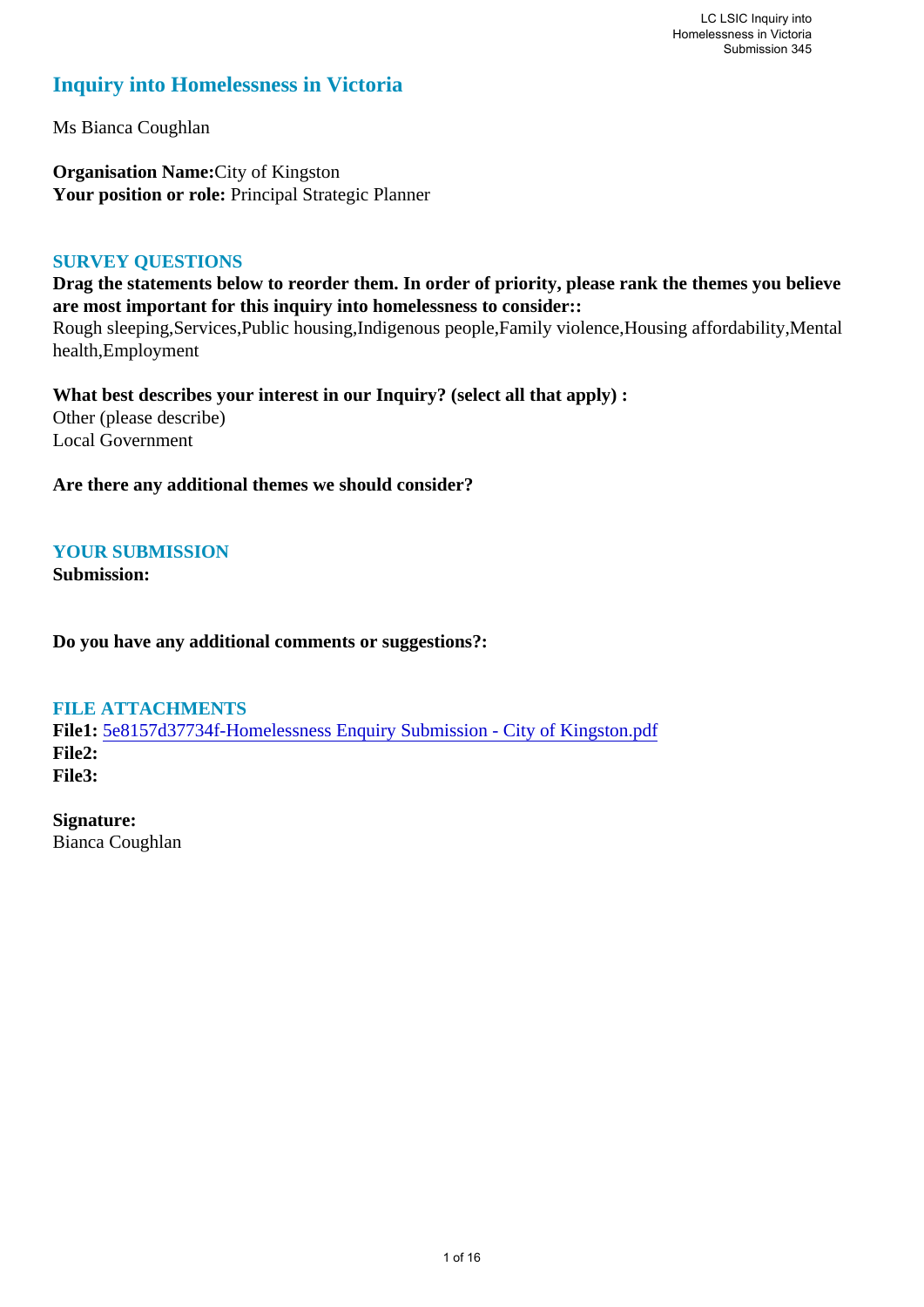# Inquiry into Homelessness in Victoria

Ms Bianca Coughlan

**Organisation Name:** City of Kingston
**Your position or role:** Principal Strategic Planner

## SURVEY QUESTIONS

**Drag the statements below to reorder them. In order of priority, please rank the themes you believe are most important for this inquiry into homelessness to consider::**
Rough sleeping,Services,Public housing,Indigenous people,Family violence,Housing affordability,Mental health,Employment

**What best describes your interest in our Inquiry? (select all that apply) :**
Other (please describe)
Local Government

**Are there any additional themes we should consider?**

## YOUR SUBMISSION

**Submission:**

**Do you have any additional comments or suggestions?:**

## FILE ATTACHMENTS

**File1:** 5e8157d37734f-Homelessness Enquiry Submission - City of Kingston.pdf
**File2:**
**File3:**

**Signature:**
Bianca Coughlan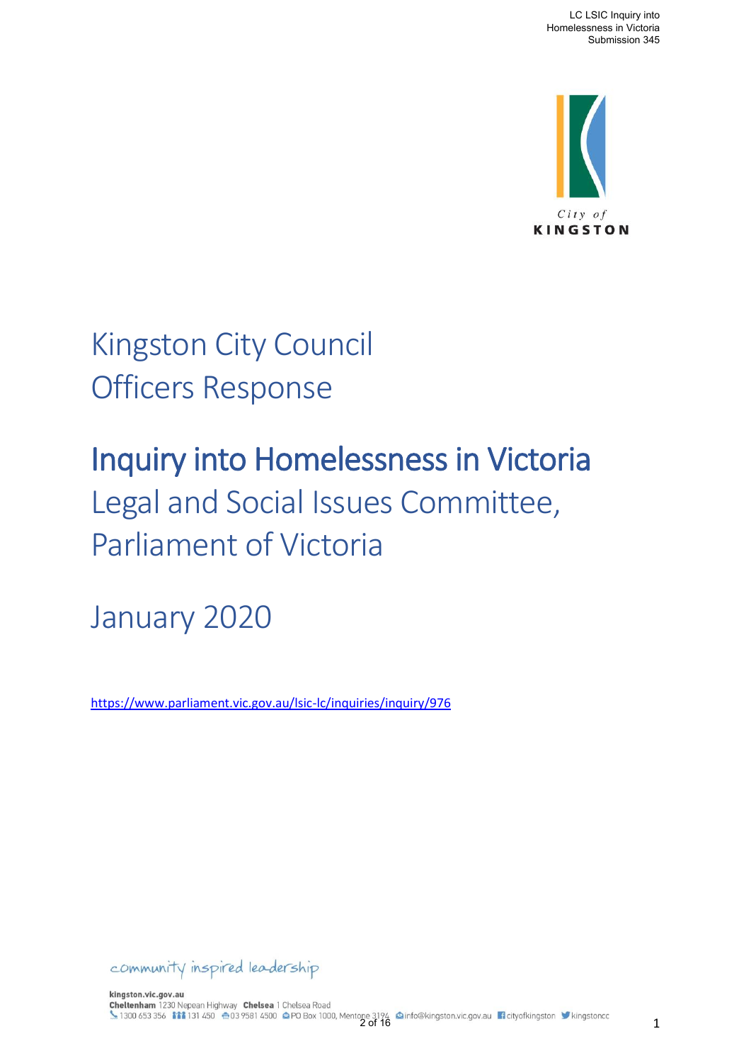# Kingston City Council Officers Response

# Inquiry into Homelessness in Victoria

## Legal and Social Issues Committee, Parliament of Victoria

January 2020

https://www.parliament.vic.gov.au/lsic-lc/inquiries/inquiry/976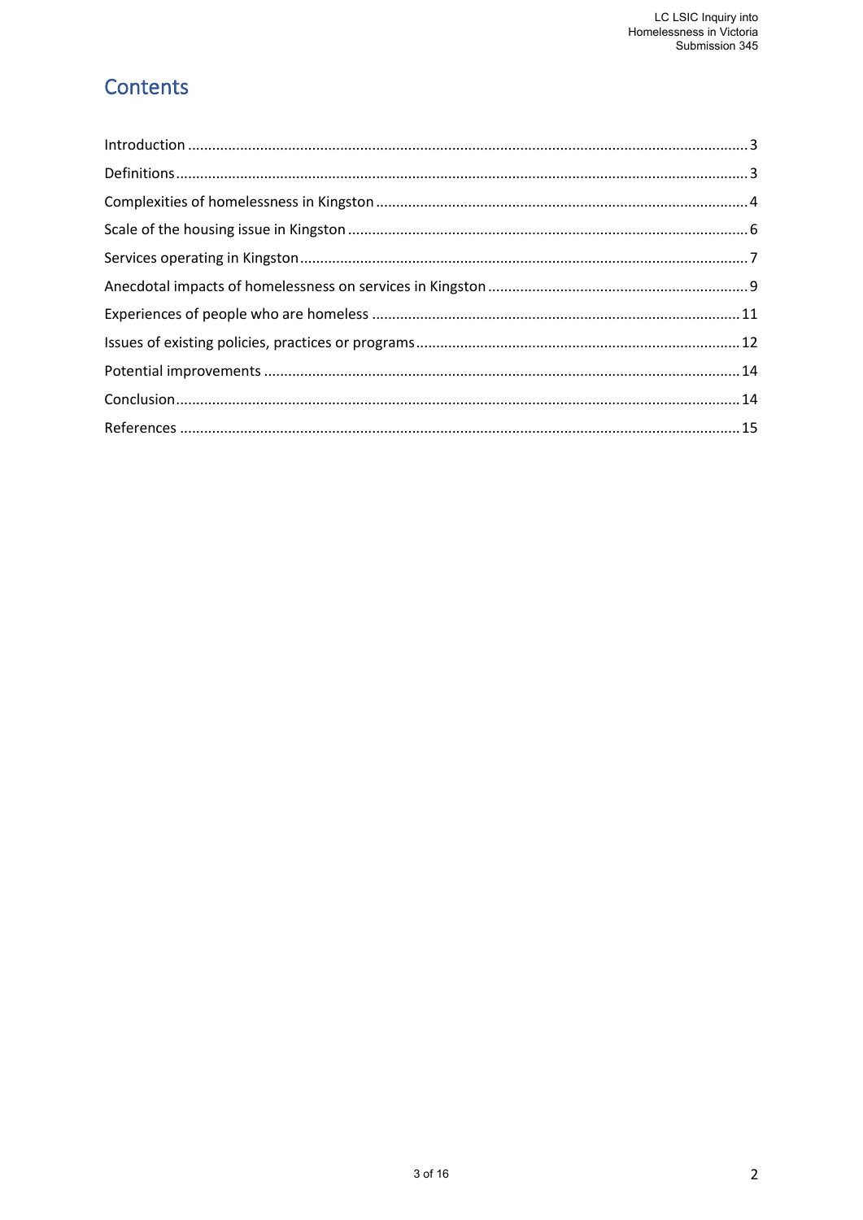# Contents

Introduction .......... 3
Definitions .......... 3
Complexities of homelessness in Kingston .......... 4
Scale of the housing issue in Kingston .......... 6
Services operating in Kingston .......... 7
Anecdotal impacts of homelessness on services in Kingston .......... 9
Experiences of people who are homeless .......... 11
Issues of existing policies, practices or programs .......... 12
Potential improvements .......... 14
Conclusion .......... 14
References .......... 15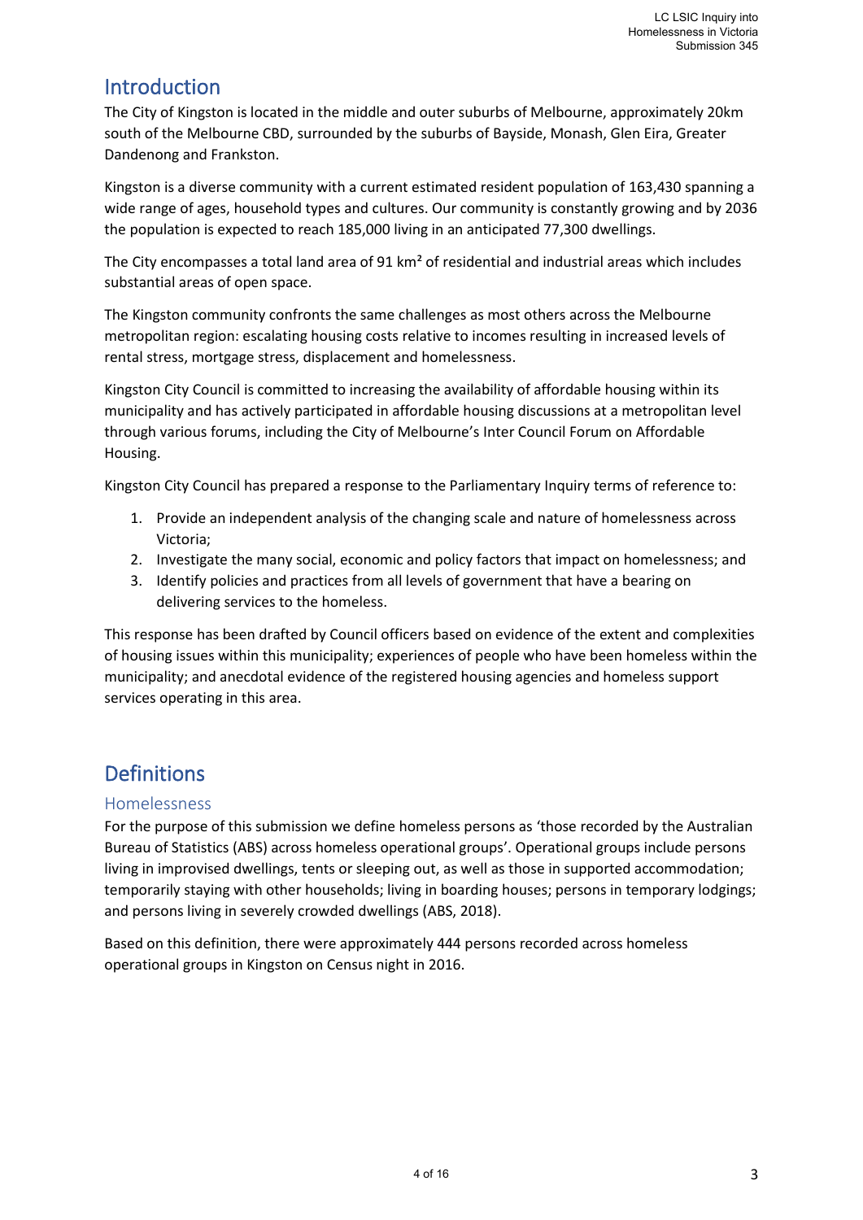## Introduction

The City of Kingston is located in the middle and outer suburbs of Melbourne, approximately 20km south of the Melbourne CBD, surrounded by the suburbs of Bayside, Monash, Glen Eira, Greater Dandenong and Frankston.

Kingston is a diverse community with a current estimated resident population of 163,430 spanning a wide range of ages, household types and cultures. Our community is constantly growing and by 2036 the population is expected to reach 185,000 living in an anticipated 77,300 dwellings.

The City encompasses a total land area of 91 km² of residential and industrial areas which includes substantial areas of open space.

The Kingston community confronts the same challenges as most others across the Melbourne metropolitan region: escalating housing costs relative to incomes resulting in increased levels of rental stress, mortgage stress, displacement and homelessness.

Kingston City Council is committed to increasing the availability of affordable housing within its municipality and has actively participated in affordable housing discussions at a metropolitan level through various forums, including the City of Melbourne's Inter Council Forum on Affordable Housing.

Kingston City Council has prepared a response to the Parliamentary Inquiry terms of reference to:

1. Provide an independent analysis of the changing scale and nature of homelessness across Victoria;
2. Investigate the many social, economic and policy factors that impact on homelessness; and
3. Identify policies and practices from all levels of government that have a bearing on delivering services to the homeless.

This response has been drafted by Council officers based on evidence of the extent and complexities of housing issues within this municipality; experiences of people who have been homeless within the municipality; and anecdotal evidence of the registered housing agencies and homeless support services operating in this area.

## Definitions

### Homelessness

For the purpose of this submission we define homeless persons as 'those recorded by the Australian Bureau of Statistics (ABS) across homeless operational groups'. Operational groups include persons living in improvised dwellings, tents or sleeping out, as well as those in supported accommodation; temporarily staying with other households; living in boarding houses; persons in temporary lodgings; and persons living in severely crowded dwellings (ABS, 2018).

Based on this definition, there were approximately 444 persons recorded across homeless operational groups in Kingston on Census night in 2016.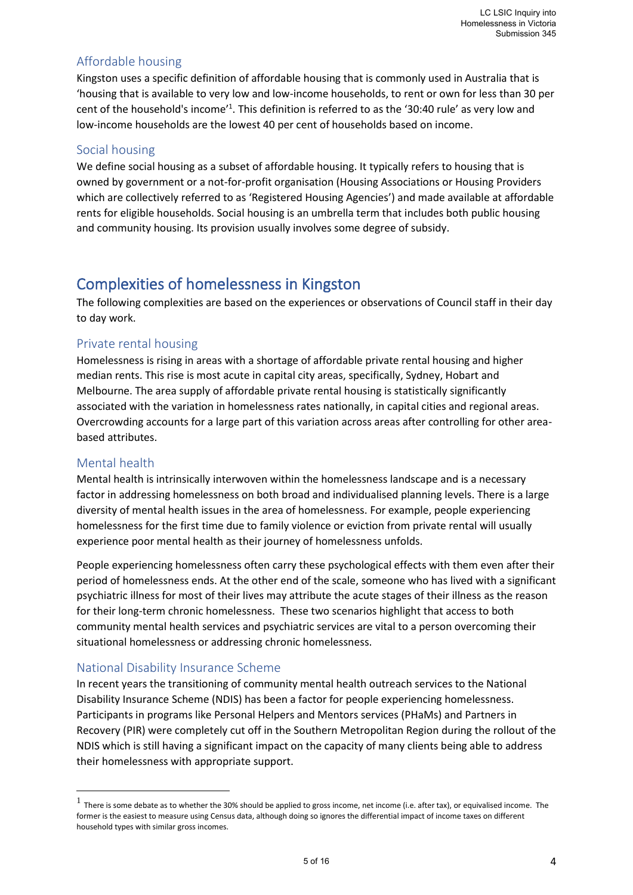### Affordable housing

Kingston uses a specific definition of affordable housing that is commonly used in Australia that is 'housing that is available to very low and low-income households, to rent or own for less than 30 per cent of the household's income'[1]. This definition is referred to as the '30:40 rule' as very low and low-income households are the lowest 40 per cent of households based on income.

### Social housing

We define social housing as a subset of affordable housing. It typically refers to housing that is owned by government or a not-for-profit organisation (Housing Associations or Housing Providers which are collectively referred to as 'Registered Housing Agencies') and made available at affordable rents for eligible households. Social housing is an umbrella term that includes both public housing and community housing. Its provision usually involves some degree of subsidy.

## Complexities of homelessness in Kingston

The following complexities are based on the experiences or observations of Council staff in their day to day work.

### Private rental housing

Homelessness is rising in areas with a shortage of affordable private rental housing and higher median rents. This rise is most acute in capital city areas, specifically, Sydney, Hobart and Melbourne. The area supply of affordable private rental housing is statistically significantly associated with the variation in homelessness rates nationally, in capital cities and regional areas. Overcrowding accounts for a large part of this variation across areas after controlling for other area-based attributes.

### Mental health

Mental health is intrinsically interwoven within the homelessness landscape and is a necessary factor in addressing homelessness on both broad and individualised planning levels. There is a large diversity of mental health issues in the area of homelessness. For example, people experiencing homelessness for the first time due to family violence or eviction from private rental will usually experience poor mental health as their journey of homelessness unfolds.

People experiencing homelessness often carry these psychological effects with them even after their period of homelessness ends. At the other end of the scale, someone who has lived with a significant psychiatric illness for most of their lives may attribute the acute stages of their illness as the reason for their long-term chronic homelessness. These two scenarios highlight that access to both community mental health services and psychiatric services are vital to a person overcoming their situational homelessness or addressing chronic homelessness.

### National Disability Insurance Scheme

In recent years the transitioning of community mental health outreach services to the National Disability Insurance Scheme (NDIS) has been a factor for people experiencing homelessness. Participants in programs like Personal Helpers and Mentors services (PHaMs) and Partners in Recovery (PIR) were completely cut off in the Southern Metropolitan Region during the rollout of the NDIS which is still having a significant impact on the capacity of many clients being able to address their homelessness with appropriate support.

---

[1] There is some debate as to whether the 30% should be applied to gross income, net income (i.e. after tax), or equivalised income. The former is the easiest to measure using Census data, although doing so ignores the differential impact of income taxes on different household types with similar gross incomes.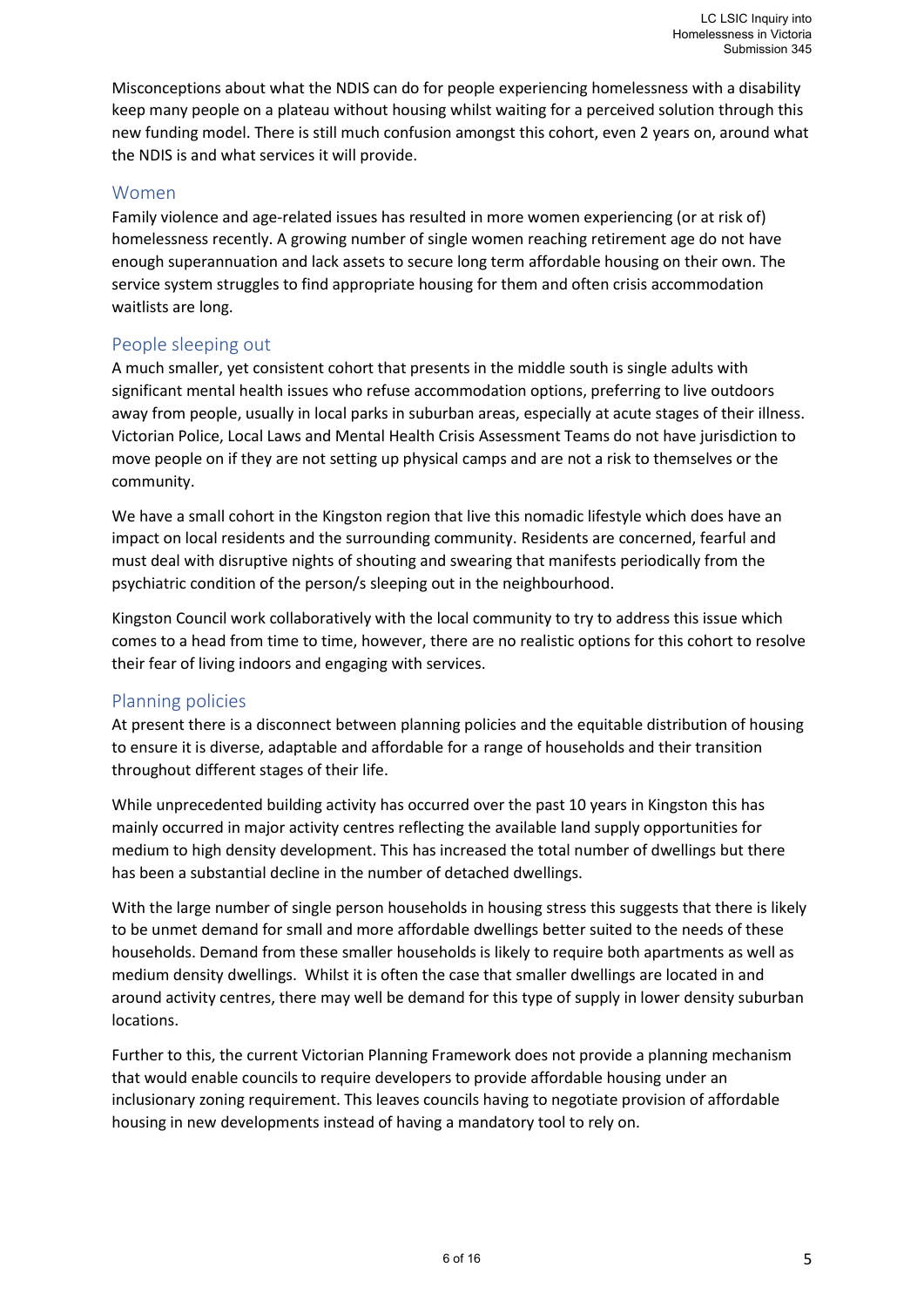Misconceptions about what the NDIS can do for people experiencing homelessness with a disability keep many people on a plateau without housing whilst waiting for a perceived solution through this new funding model. There is still much confusion amongst this cohort, even 2 years on, around what the NDIS is and what services it will provide.

## Women

Family violence and age-related issues has resulted in more women experiencing (or at risk of) homelessness recently. A growing number of single women reaching retirement age do not have enough superannuation and lack assets to secure long term affordable housing on their own. The service system struggles to find appropriate housing for them and often crisis accommodation waitlists are long.

## People sleeping out

A much smaller, yet consistent cohort that presents in the middle south is single adults with significant mental health issues who refuse accommodation options, preferring to live outdoors away from people, usually in local parks in suburban areas, especially at acute stages of their illness. Victorian Police, Local Laws and Mental Health Crisis Assessment Teams do not have jurisdiction to move people on if they are not setting up physical camps and are not a risk to themselves or the community.

We have a small cohort in the Kingston region that live this nomadic lifestyle which does have an impact on local residents and the surrounding community. Residents are concerned, fearful and must deal with disruptive nights of shouting and swearing that manifests periodically from the psychiatric condition of the person/s sleeping out in the neighbourhood.

Kingston Council work collaboratively with the local community to try to address this issue which comes to a head from time to time, however, there are no realistic options for this cohort to resolve their fear of living indoors and engaging with services.

## Planning policies

At present there is a disconnect between planning policies and the equitable distribution of housing to ensure it is diverse, adaptable and affordable for a range of households and their transition throughout different stages of their life.

While unprecedented building activity has occurred over the past 10 years in Kingston this has mainly occurred in major activity centres reflecting the available land supply opportunities for medium to high density development. This has increased the total number of dwellings but there has been a substantial decline in the number of detached dwellings.

With the large number of single person households in housing stress this suggests that there is likely to be unmet demand for small and more affordable dwellings better suited to the needs of these households. Demand from these smaller households is likely to require both apartments as well as medium density dwellings. Whilst it is often the case that smaller dwellings are located in and around activity centres, there may well be demand for this type of supply in lower density suburban locations.

Further to this, the current Victorian Planning Framework does not provide a planning mechanism that would enable councils to require developers to provide affordable housing under an inclusionary zoning requirement. This leaves councils having to negotiate provision of affordable housing in new developments instead of having a mandatory tool to rely on.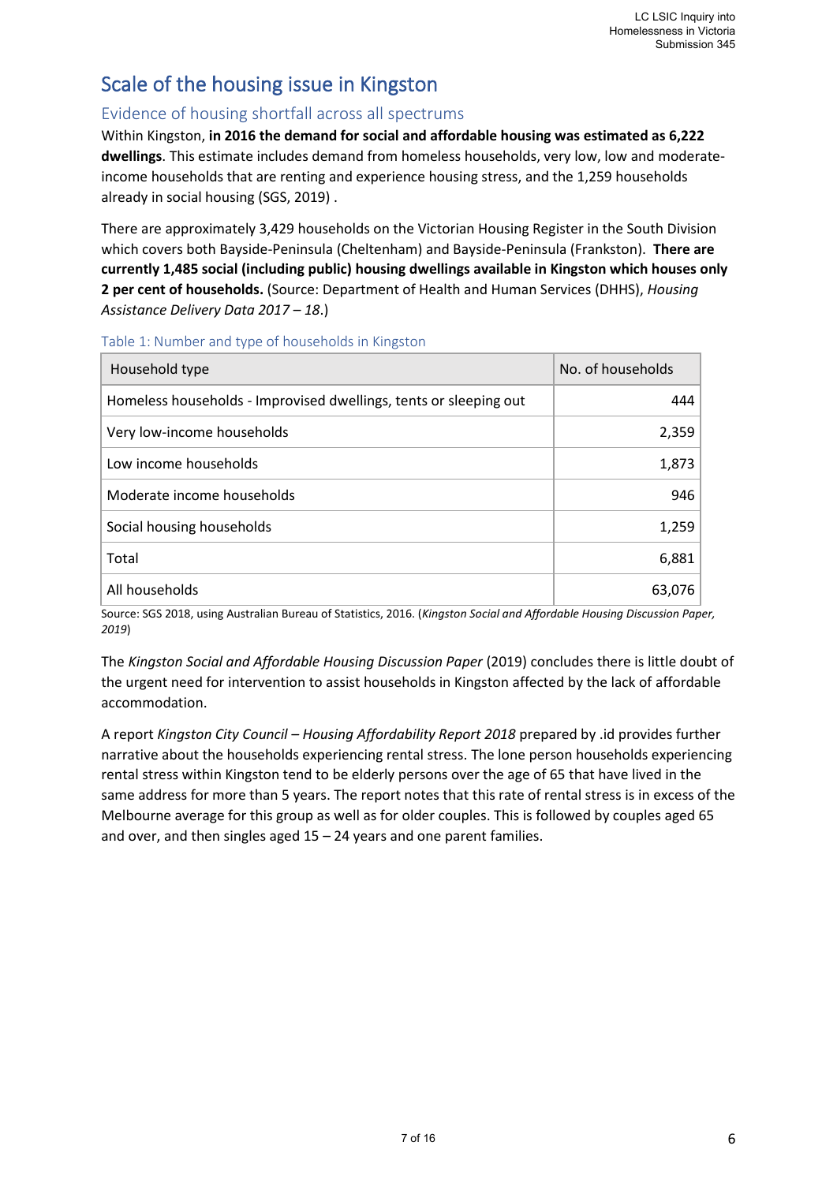# Scale of the housing issue in Kingston

## Evidence of housing shortfall across all spectrums

Within Kingston, **in 2016 the demand for social and affordable housing was estimated as 6,222 dwellings**. This estimate includes demand from homeless households, very low, low and moderate-income households that are renting and experience housing stress, and the 1,259 households already in social housing (SGS, 2019) .

There are approximately 3,429 households on the Victorian Housing Register in the South Division which covers both Bayside-Peninsula (Cheltenham) and Bayside-Peninsula (Frankston). **There are currently 1,485 social (including public) housing dwellings available in Kingston which houses only 2 per cent of households.** (Source: Department of Health and Human Services (DHHS), *Housing Assistance Delivery Data 2017 – 18*.)

### Table 1: Number and type of households in Kingston

| Household type | No. of households |
|---|---:|
| Homeless households - Improvised dwellings, tents or sleeping out | 444 |
| Very low-income households | 2,359 |
| Low income households | 1,873 |
| Moderate income households | 946 |
| Social housing households | 1,259 |
| Total | 6,881 |
| All households | 63,076 |

Source: SGS 2018, using Australian Bureau of Statistics, 2016. (*Kingston Social and Affordable Housing Discussion Paper, 2019*)

The *Kingston Social and Affordable Housing Discussion Paper* (2019) concludes there is little doubt of the urgent need for intervention to assist households in Kingston affected by the lack of affordable accommodation.

A report *Kingston City Council – Housing Affordability Report 2018* prepared by .id provides further narrative about the households experiencing rental stress. The lone person households experiencing rental stress within Kingston tend to be elderly persons over the age of 65 that have lived in the same address for more than 5 years. The report notes that this rate of rental stress is in excess of the Melbourne average for this group as well as for older couples. This is followed by couples aged 65 and over, and then singles aged 15 – 24 years and one parent families.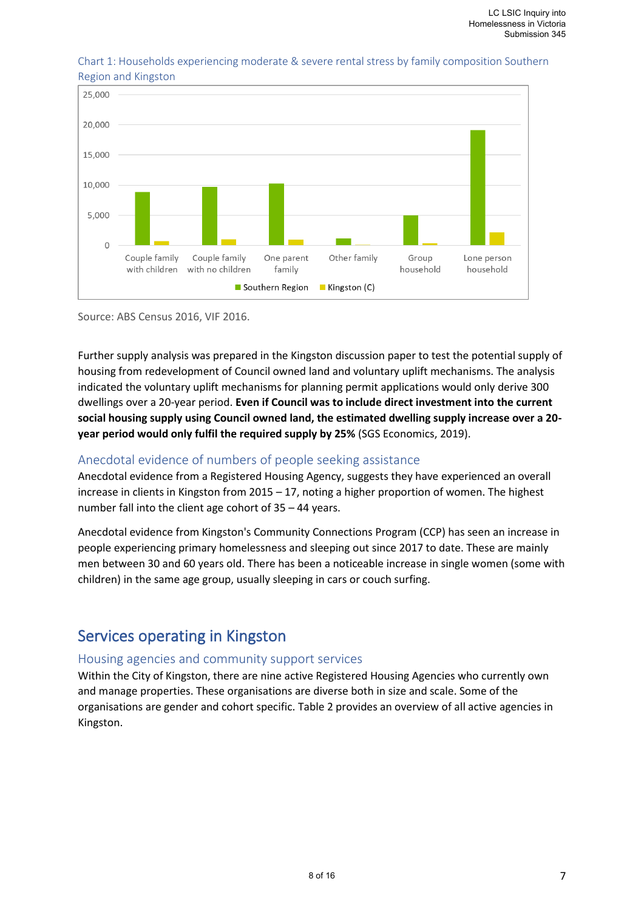Chart 1: Households experiencing moderate & severe rental stress by family composition Southern Region and Kingston

Source: ABS Census 2016, VIF 2016.

Further supply analysis was prepared in the Kingston discussion paper to test the potential supply of housing from redevelopment of Council owned land and voluntary uplift mechanisms. The analysis indicated the voluntary uplift mechanisms for planning permit applications would only derive 300 dwellings over a 20-year period. **Even if Council was to include direct investment into the current social housing supply using Council owned land, the estimated dwelling supply increase over a 20-year period would only fulfil the required supply by 25%** (SGS Economics, 2019).

### Anecdotal evidence of numbers of people seeking assistance

Anecdotal evidence from a Registered Housing Agency, suggests they have experienced an overall increase in clients in Kingston from 2015 – 17, noting a higher proportion of women. The highest number fall into the client age cohort of 35 – 44 years.

Anecdotal evidence from Kingston's Community Connections Program (CCP) has seen an increase in people experiencing primary homelessness and sleeping out since 2017 to date. These are mainly men between 30 and 60 years old. There has been a noticeable increase in single women (some with children) in the same age group, usually sleeping in cars or couch surfing.

## Services operating in Kingston

### Housing agencies and community support services

Within the City of Kingston, there are nine active Registered Housing Agencies who currently own and manage properties. These organisations are diverse both in size and scale. Some of the organisations are gender and cohort specific. Table 2 provides an overview of all active agencies in Kingston.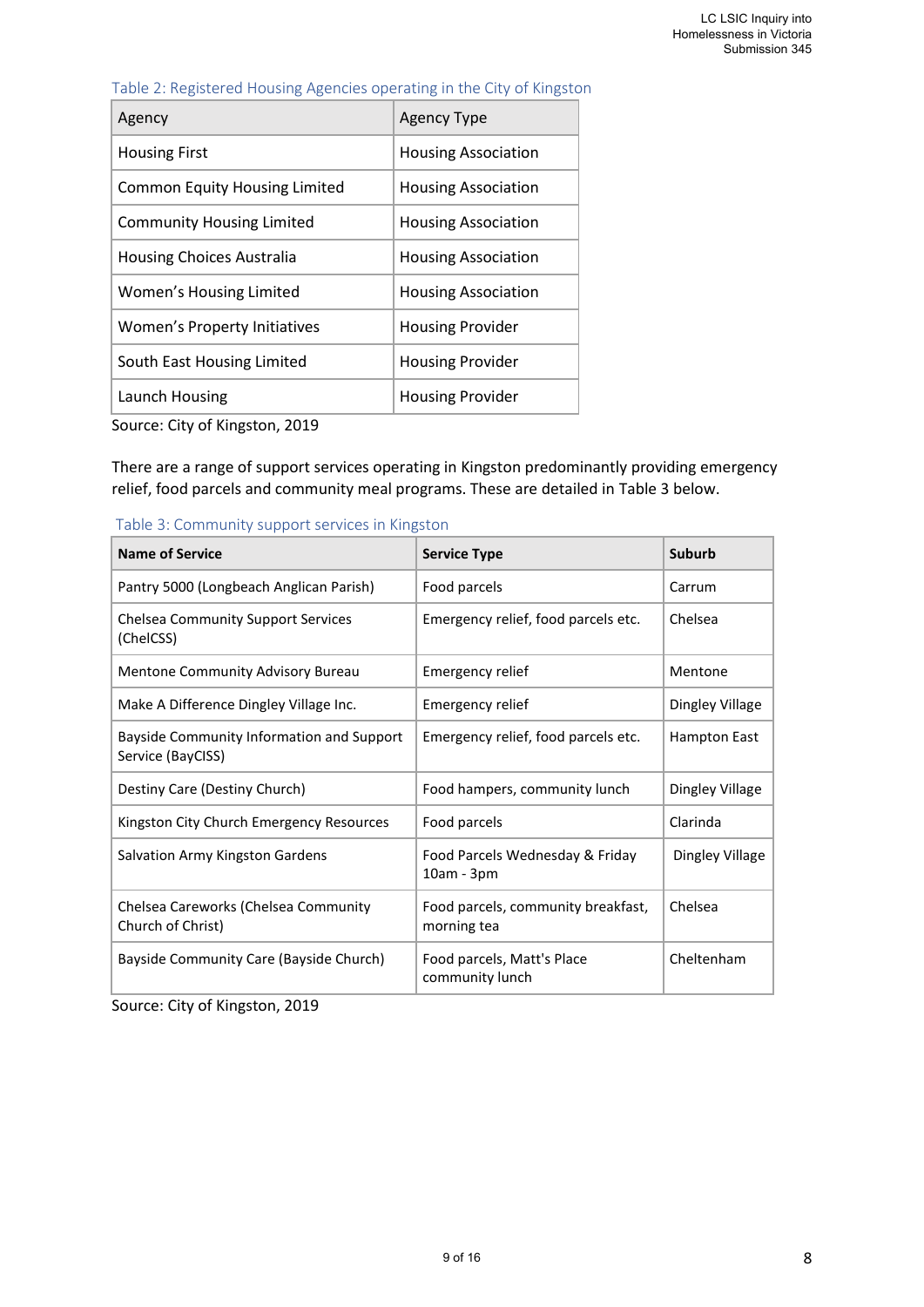Table 2: Registered Housing Agencies operating in the City of Kingston

| Agency | Agency Type |
|---|---|
| Housing First | Housing Association |
| Common Equity Housing Limited | Housing Association |
| Community Housing Limited | Housing Association |
| Housing Choices Australia | Housing Association |
| Women's Housing Limited | Housing Association |
| Women's Property Initiatives | Housing Provider |
| South East Housing Limited | Housing Provider |
| Launch Housing | Housing Provider |

Source: City of Kingston, 2019

There are a range of support services operating in Kingston predominantly providing emergency relief, food parcels and community meal programs. These are detailed in Table 3 below.

Table 3: Community support services in Kingston

| **Name of Service** | **Service Type** | **Suburb** |
|---|---|---|
| Pantry 5000 (Longbeach Anglican Parish) | Food parcels | Carrum |
| Chelsea Community Support Services (ChelCSS) | Emergency relief, food parcels etc. | Chelsea |
| Mentone Community Advisory Bureau | Emergency relief | Mentone |
| Make A Difference Dingley Village Inc. | Emergency relief | Dingley Village |
| Bayside Community Information and Support Service (BayCISS) | Emergency relief, food parcels etc. | Hampton East |
| Destiny Care (Destiny Church) | Food hampers, community lunch | Dingley Village |
| Kingston City Church Emergency Resources | Food parcels | Clarinda |
| Salvation Army Kingston Gardens | Food Parcels Wednesday & Friday 10am - 3pm | Dingley Village |
| Chelsea Careworks (Chelsea Community Church of Christ) | Food parcels, community breakfast, morning tea | Chelsea |
| Bayside Community Care (Bayside Church) | Food parcels, Matt's Place community lunch | Cheltenham |

Source: City of Kingston, 2019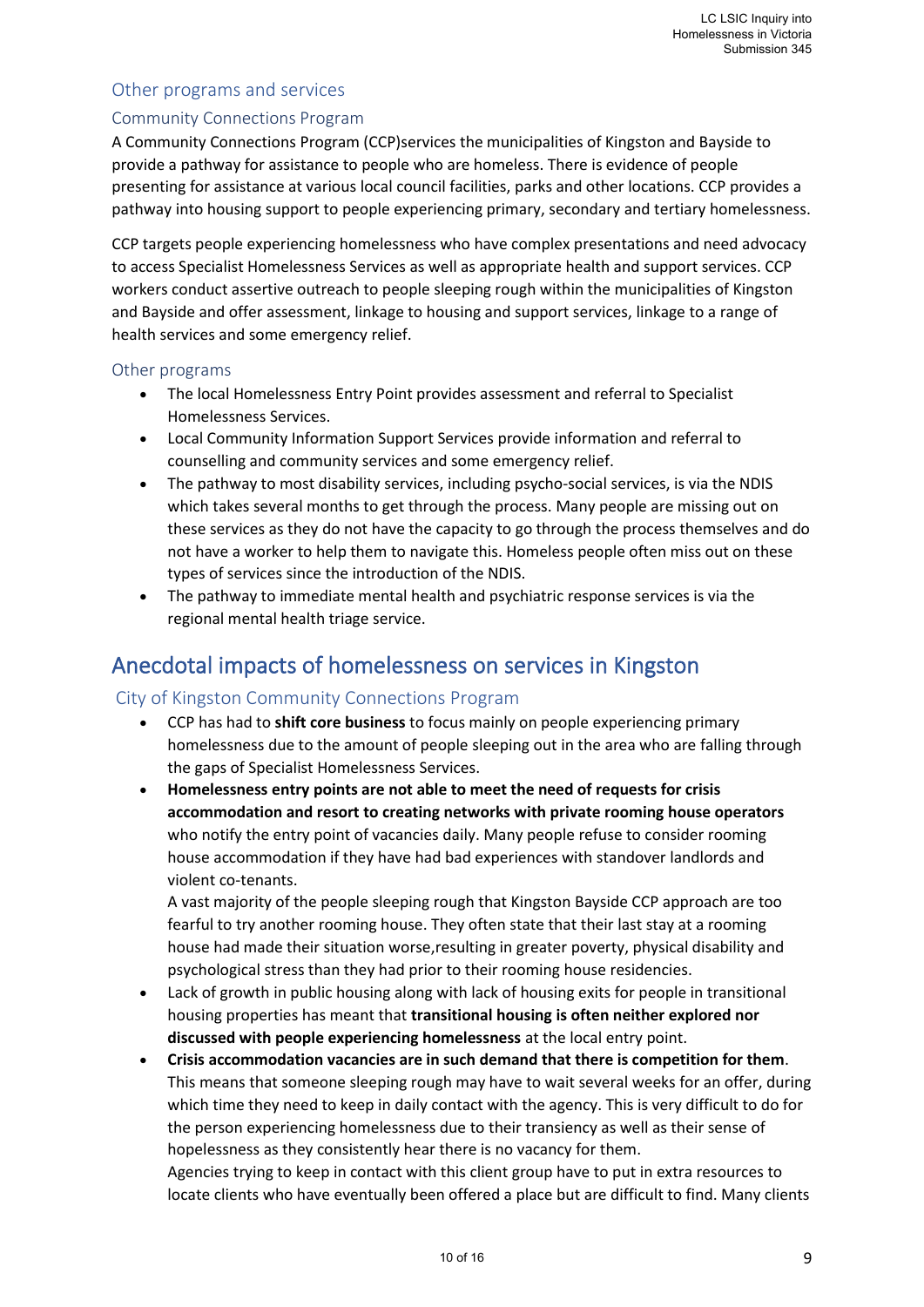## Other programs and services

### Community Connections Program

A Community Connections Program (CCP)services the municipalities of Kingston and Bayside to provide a pathway for assistance to people who are homeless. There is evidence of people presenting for assistance at various local council facilities, parks and other locations. CCP provides a pathway into housing support to people experiencing primary, secondary and tertiary homelessness.

CCP targets people experiencing homelessness who have complex presentations and need advocacy to access Specialist Homelessness Services as well as appropriate health and support services. CCP workers conduct assertive outreach to people sleeping rough within the municipalities of Kingston and Bayside and offer assessment, linkage to housing and support services, linkage to a range of health services and some emergency relief.

### Other programs

- The local Homelessness Entry Point provides assessment and referral to Specialist Homelessness Services.
- Local Community Information Support Services provide information and referral to counselling and community services and some emergency relief.
- The pathway to most disability services, including psycho-social services, is via the NDIS which takes several months to get through the process. Many people are missing out on these services as they do not have the capacity to go through the process themselves and do not have a worker to help them to navigate this. Homeless people often miss out on these types of services since the introduction of the NDIS.
- The pathway to immediate mental health and psychiatric response services is via the regional mental health triage service.

# Anecdotal impacts of homelessness on services in Kingston

### City of Kingston Community Connections Program

- CCP has had to **shift core business** to focus mainly on people experiencing primary homelessness due to the amount of people sleeping out in the area who are falling through the gaps of Specialist Homelessness Services.
- **Homelessness entry points are not able to meet the need of requests for crisis accommodation and resort to creating networks with private rooming house operators** who notify the entry point of vacancies daily. Many people refuse to consider rooming house accommodation if they have had bad experiences with standover landlords and violent co-tenants.
  A vast majority of the people sleeping rough that Kingston Bayside CCP approach are too fearful to try another rooming house. They often state that their last stay at a rooming house had made their situation worse,resulting in greater poverty, physical disability and psychological stress than they had prior to their rooming house residencies.
- Lack of growth in public housing along with lack of housing exits for people in transitional housing properties has meant that **transitional housing is often neither explored nor discussed with people experiencing homelessness** at the local entry point.
- **Crisis accommodation vacancies are in such demand that there is competition for them**. This means that someone sleeping rough may have to wait several weeks for an offer, during which time they need to keep in daily contact with the agency. This is very difficult to do for the person experiencing homelessness due to their transiency as well as their sense of hopelessness as they consistently hear there is no vacancy for them.
  Agencies trying to keep in contact with this client group have to put in extra resources to locate clients who have eventually been offered a place but are difficult to find. Many clients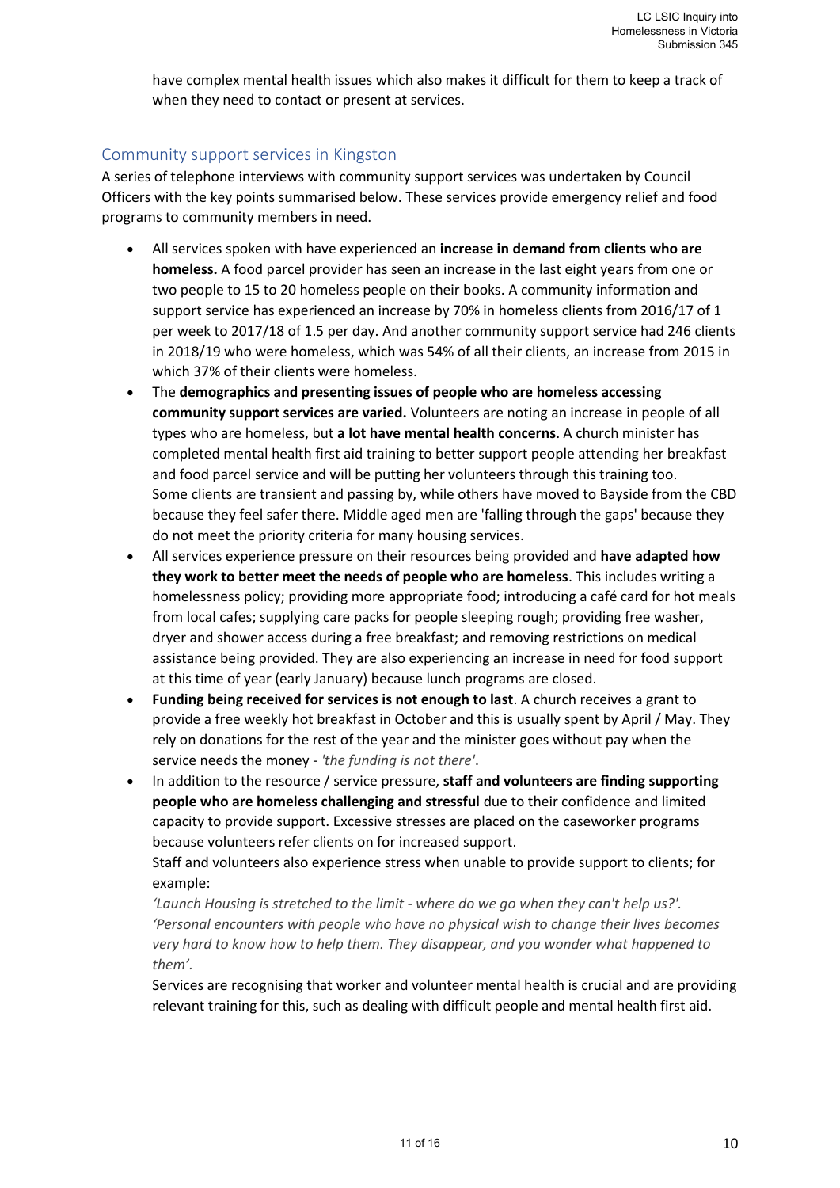have complex mental health issues which also makes it difficult for them to keep a track of when they need to contact or present at services.

## Community support services in Kingston

A series of telephone interviews with community support services was undertaken by Council Officers with the key points summarised below. These services provide emergency relief and food programs to community members in need.

- All services spoken with have experienced an **increase in demand from clients who are homeless.** A food parcel provider has seen an increase in the last eight years from one or two people to 15 to 20 homeless people on their books. A community information and support service has experienced an increase by 70% in homeless clients from 2016/17 of 1 per week to 2017/18 of 1.5 per day. And another community support service had 246 clients in 2018/19 who were homeless, which was 54% of all their clients, an increase from 2015 in which 37% of their clients were homeless.
- The **demographics and presenting issues of people who are homeless accessing community support services are varied.** Volunteers are noting an increase in people of all types who are homeless, but **a lot have mental health concerns**. A church minister has completed mental health first aid training to better support people attending her breakfast and food parcel service and will be putting her volunteers through this training too. Some clients are transient and passing by, while others have moved to Bayside from the CBD because they feel safer there. Middle aged men are 'falling through the gaps' because they do not meet the priority criteria for many housing services.
- All services experience pressure on their resources being provided and **have adapted how they work to better meet the needs of people who are homeless**. This includes writing a homelessness policy; providing more appropriate food; introducing a café card for hot meals from local cafes; supplying care packs for people sleeping rough; providing free washer, dryer and shower access during a free breakfast; and removing restrictions on medical assistance being provided. They are also experiencing an increase in need for food support at this time of year (early January) because lunch programs are closed.
- **Funding being received for services is not enough to last**. A church receives a grant to provide a free weekly hot breakfast in October and this is usually spent by April / May. They rely on donations for the rest of the year and the minister goes without pay when the service needs the money - *'the funding is not there'*.
- In addition to the resource / service pressure, **staff and volunteers are finding supporting people who are homeless challenging and stressful** due to their confidence and limited capacity to provide support. Excessive stresses are placed on the caseworker programs because volunteers refer clients on for increased support.

  Staff and volunteers also experience stress when unable to provide support to clients; for example:

  *'Launch Housing is stretched to the limit - where do we go when they can't help us?'.*
  *'Personal encounters with people who have no physical wish to change their lives becomes very hard to know how to help them. They disappear, and you wonder what happened to them'.*

  Services are recognising that worker and volunteer mental health is crucial and are providing relevant training for this, such as dealing with difficult people and mental health first aid.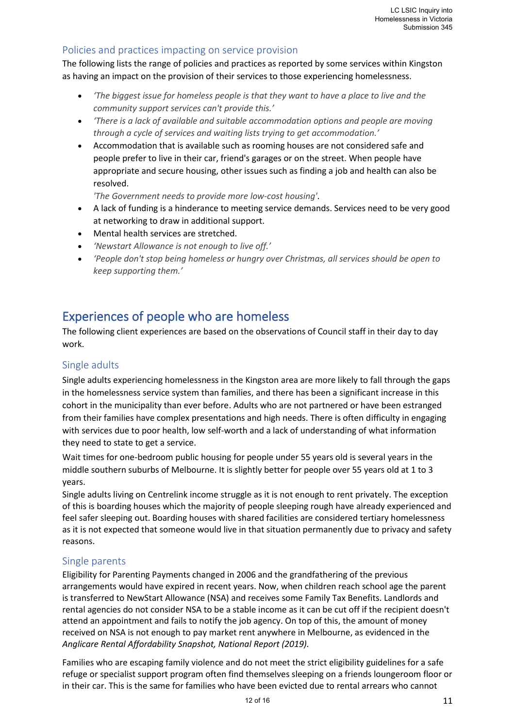## Policies and practices impacting on service provision

The following lists the range of policies and practices as reported by some services within Kingston as having an impact on the provision of their services to those experiencing homelessness.

- *'The biggest issue for homeless people is that they want to have a place to live and the community support services can't provide this.'*
- *'There is a lack of available and suitable accommodation options and people are moving through a cycle of services and waiting lists trying to get accommodation.'*
- Accommodation that is available such as rooming houses are not considered safe and people prefer to live in their car, friend's garages or on the street. When people have appropriate and secure housing, other issues such as finding a job and health can also be resolved.
  *'The Government needs to provide more low-cost housing'*.
- A lack of funding is a hinderance to meeting service demands. Services need to be very good at networking to draw in additional support.
- Mental health services are stretched.
- *'Newstart Allowance is not enough to live off.'*
- *'People don't stop being homeless or hungry over Christmas, all services should be open to keep supporting them.'*

# Experiences of people who are homeless

The following client experiences are based on the observations of Council staff in their day to day work.

## Single adults

Single adults experiencing homelessness in the Kingston area are more likely to fall through the gaps in the homelessness service system than families, and there has been a significant increase in this cohort in the municipality than ever before. Adults who are not partnered or have been estranged from their families have complex presentations and high needs. There is often difficulty in engaging with services due to poor health, low self-worth and a lack of understanding of what information they need to state to get a service.

Wait times for one-bedroom public housing for people under 55 years old is several years in the middle southern suburbs of Melbourne. It is slightly better for people over 55 years old at 1 to 3 years.

Single adults living on Centrelink income struggle as it is not enough to rent privately. The exception of this is boarding houses which the majority of people sleeping rough have already experienced and feel safer sleeping out. Boarding houses with shared facilities are considered tertiary homelessness as it is not expected that someone would live in that situation permanently due to privacy and safety reasons.

## Single parents

Eligibility for Parenting Payments changed in 2006 and the grandfathering of the previous arrangements would have expired in recent years. Now, when children reach school age the parent is transferred to NewStart Allowance (NSA) and receives some Family Tax Benefits. Landlords and rental agencies do not consider NSA to be a stable income as it can be cut off if the recipient doesn't attend an appointment and fails to notify the job agency. On top of this, the amount of money received on NSA is not enough to pay market rent anywhere in Melbourne, as evidenced in the *Anglicare Rental Affordability Snapshot, National Report (2019).*

Families who are escaping family violence and do not meet the strict eligibility guidelines for a safe refuge or specialist support program often find themselves sleeping on a friends loungeroom floor or in their car. This is the same for families who have been evicted due to rental arrears who cannot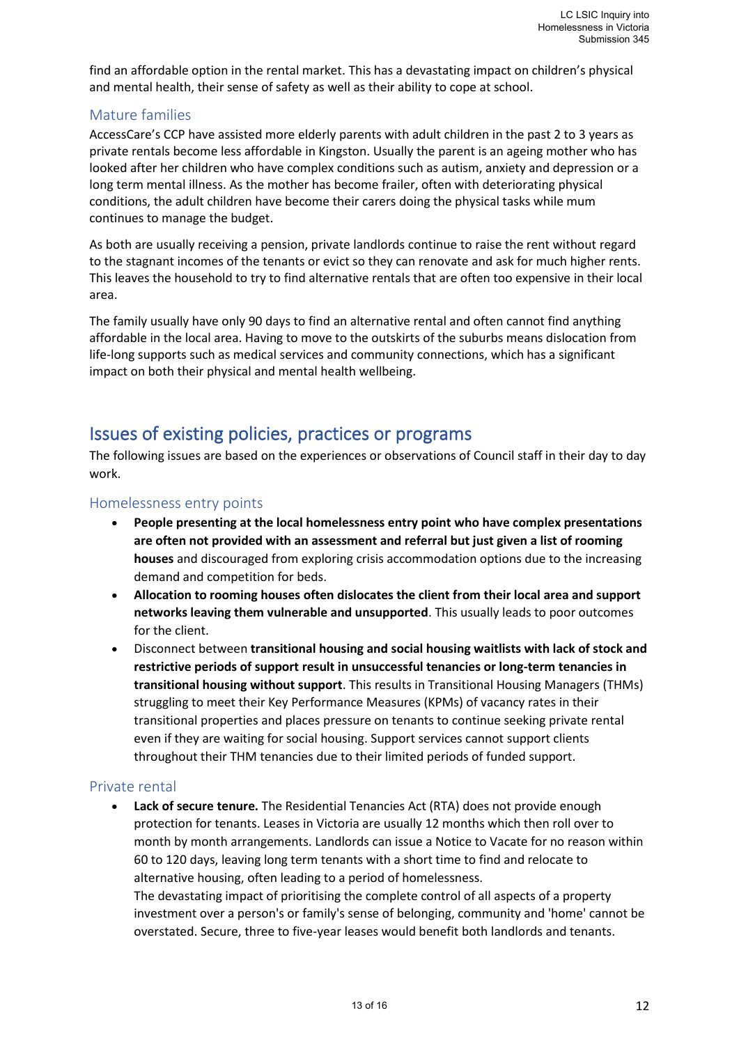find an affordable option in the rental market. This has a devastating impact on children's physical and mental health, their sense of safety as well as their ability to cope at school.

### Mature families

AccessCare's CCP have assisted more elderly parents with adult children in the past 2 to 3 years as private rentals become less affordable in Kingston. Usually the parent is an ageing mother who has looked after her children who have complex conditions such as autism, anxiety and depression or a long term mental illness. As the mother has become frailer, often with deteriorating physical conditions, the adult children have become their carers doing the physical tasks while mum continues to manage the budget.

As both are usually receiving a pension, private landlords continue to raise the rent without regard to the stagnant incomes of the tenants or evict so they can renovate and ask for much higher rents. This leaves the household to try to find alternative rentals that are often too expensive in their local area.

The family usually have only 90 days to find an alternative rental and often cannot find anything affordable in the local area. Having to move to the outskirts of the suburbs means dislocation from life-long supports such as medical services and community connections, which has a significant impact on both their physical and mental health wellbeing.

## Issues of existing policies, practices or programs

The following issues are based on the experiences or observations of Council staff in their day to day work.

### Homelessness entry points

- **People presenting at the local homelessness entry point who have complex presentations are often not provided with an assessment and referral but just given a list of rooming houses** and discouraged from exploring crisis accommodation options due to the increasing demand and competition for beds.
- **Allocation to rooming houses often dislocates the client from their local area and support networks leaving them vulnerable and unsupported**. This usually leads to poor outcomes for the client.
- Disconnect between **transitional housing and social housing waitlists with lack of stock and restrictive periods of support result in unsuccessful tenancies or long-term tenancies in transitional housing without support**. This results in Transitional Housing Managers (THMs) struggling to meet their Key Performance Measures (KPMs) of vacancy rates in their transitional properties and places pressure on tenants to continue seeking private rental even if they are waiting for social housing. Support services cannot support clients throughout their THM tenancies due to their limited periods of funded support.

### Private rental

- **Lack of secure tenure.** The Residential Tenancies Act (RTA) does not provide enough protection for tenants. Leases in Victoria are usually 12 months which then roll over to month by month arrangements. Landlords can issue a Notice to Vacate for no reason within 60 to 120 days, leaving long term tenants with a short time to find and relocate to alternative housing, often leading to a period of homelessness.
  The devastating impact of prioritising the complete control of all aspects of a property investment over a person's or family's sense of belonging, community and 'home' cannot be overstated. Secure, three to five-year leases would benefit both landlords and tenants.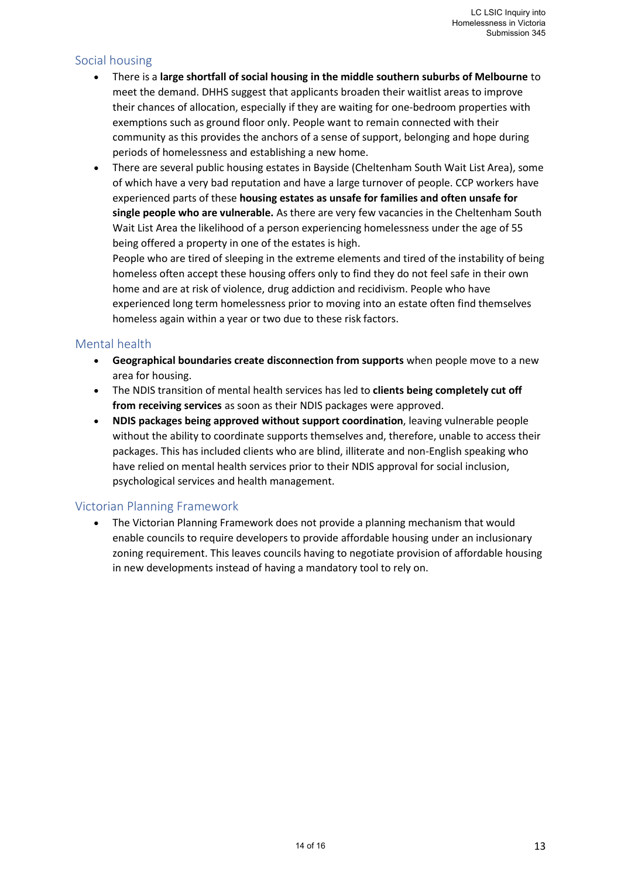## Social housing

- There is a **large shortfall of social housing in the middle southern suburbs of Melbourne** to meet the demand. DHHS suggest that applicants broaden their waitlist areas to improve their chances of allocation, especially if they are waiting for one-bedroom properties with exemptions such as ground floor only. People want to remain connected with their community as this provides the anchors of a sense of support, belonging and hope during periods of homelessness and establishing a new home.
- There are several public housing estates in Bayside (Cheltenham South Wait List Area), some of which have a very bad reputation and have a large turnover of people. CCP workers have experienced parts of these **housing estates as unsafe for families and often unsafe for single people who are vulnerable.** As there are very few vacancies in the Cheltenham South Wait List Area the likelihood of a person experiencing homelessness under the age of 55 being offered a property in one of the estates is high.
  People who are tired of sleeping in the extreme elements and tired of the instability of being homeless often accept these housing offers only to find they do not feel safe in their own home and are at risk of violence, drug addiction and recidivism. People who have experienced long term homelessness prior to moving into an estate often find themselves homeless again within a year or two due to these risk factors.

## Mental health

- **Geographical boundaries create disconnection from supports** when people move to a new area for housing.
- The NDIS transition of mental health services has led to **clients being completely cut off from receiving services** as soon as their NDIS packages were approved.
- **NDIS packages being approved without support coordination**, leaving vulnerable people without the ability to coordinate supports themselves and, therefore, unable to access their packages. This has included clients who are blind, illiterate and non-English speaking who have relied on mental health services prior to their NDIS approval for social inclusion, psychological services and health management.

## Victorian Planning Framework

- The Victorian Planning Framework does not provide a planning mechanism that would enable councils to require developers to provide affordable housing under an inclusionary zoning requirement. This leaves councils having to negotiate provision of affordable housing in new developments instead of having a mandatory tool to rely on.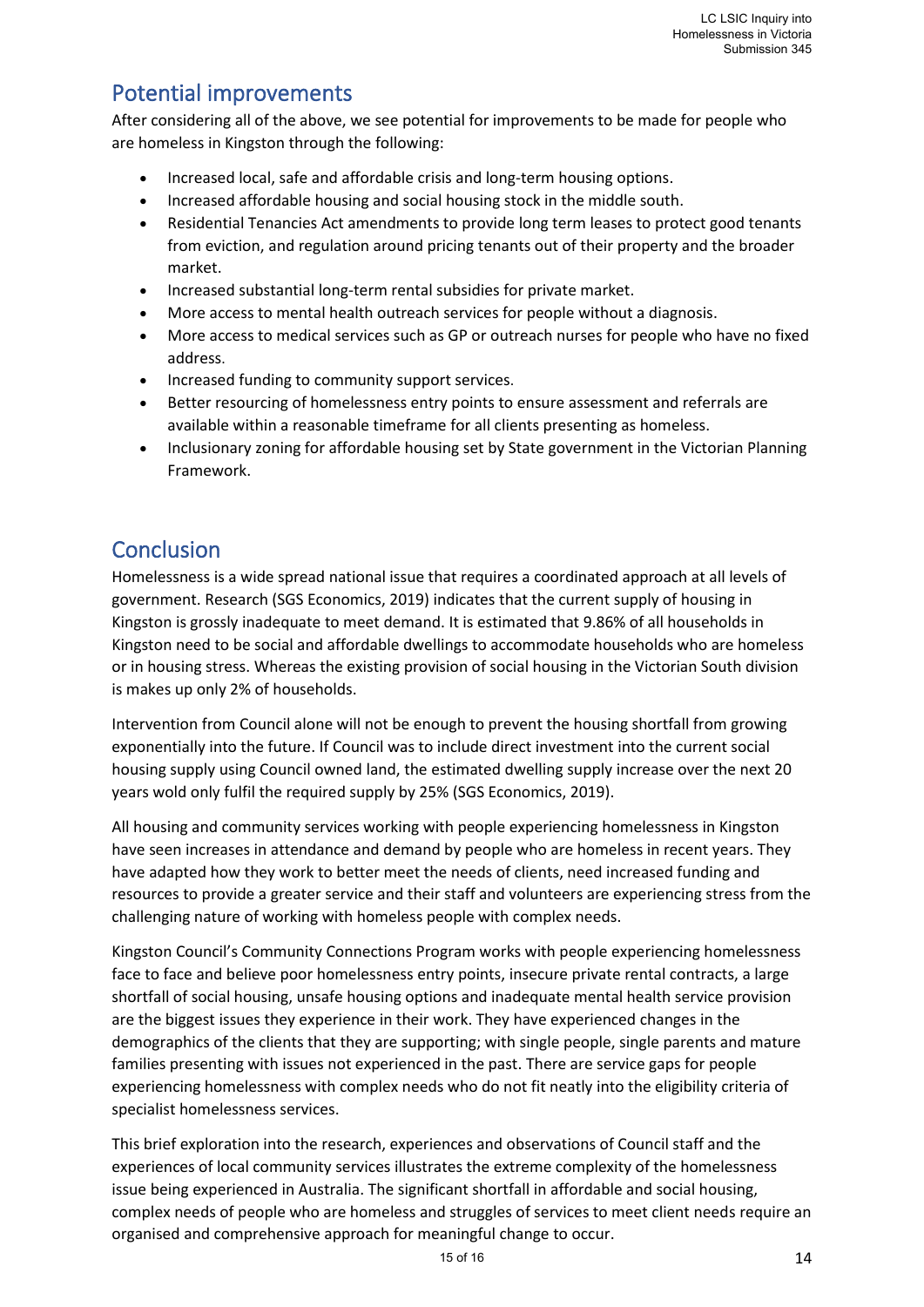## Potential improvements

After considering all of the above, we see potential for improvements to be made for people who are homeless in Kingston through the following:

- Increased local, safe and affordable crisis and long-term housing options.
- Increased affordable housing and social housing stock in the middle south.
- Residential Tenancies Act amendments to provide long term leases to protect good tenants from eviction, and regulation around pricing tenants out of their property and the broader market.
- Increased substantial long-term rental subsidies for private market.
- More access to mental health outreach services for people without a diagnosis.
- More access to medical services such as GP or outreach nurses for people who have no fixed address.
- Increased funding to community support services.
- Better resourcing of homelessness entry points to ensure assessment and referrals are available within a reasonable timeframe for all clients presenting as homeless.
- Inclusionary zoning for affordable housing set by State government in the Victorian Planning Framework.

## Conclusion

Homelessness is a wide spread national issue that requires a coordinated approach at all levels of government. Research (SGS Economics, 2019) indicates that the current supply of housing in Kingston is grossly inadequate to meet demand. It is estimated that 9.86% of all households in Kingston need to be social and affordable dwellings to accommodate households who are homeless or in housing stress. Whereas the existing provision of social housing in the Victorian South division is makes up only 2% of households.

Intervention from Council alone will not be enough to prevent the housing shortfall from growing exponentially into the future. If Council was to include direct investment into the current social housing supply using Council owned land, the estimated dwelling supply increase over the next 20 years wold only fulfil the required supply by 25% (SGS Economics, 2019).

All housing and community services working with people experiencing homelessness in Kingston have seen increases in attendance and demand by people who are homeless in recent years. They have adapted how they work to better meet the needs of clients, need increased funding and resources to provide a greater service and their staff and volunteers are experiencing stress from the challenging nature of working with homeless people with complex needs.

Kingston Council's Community Connections Program works with people experiencing homelessness face to face and believe poor homelessness entry points, insecure private rental contracts, a large shortfall of social housing, unsafe housing options and inadequate mental health service provision are the biggest issues they experience in their work. They have experienced changes in the demographics of the clients that they are supporting; with single people, single parents and mature families presenting with issues not experienced in the past. There are service gaps for people experiencing homelessness with complex needs who do not fit neatly into the eligibility criteria of specialist homelessness services.

This brief exploration into the research, experiences and observations of Council staff and the experiences of local community services illustrates the extreme complexity of the homelessness issue being experienced in Australia. The significant shortfall in affordable and social housing, complex needs of people who are homeless and struggles of services to meet client needs require an organised and comprehensive approach for meaningful change to occur.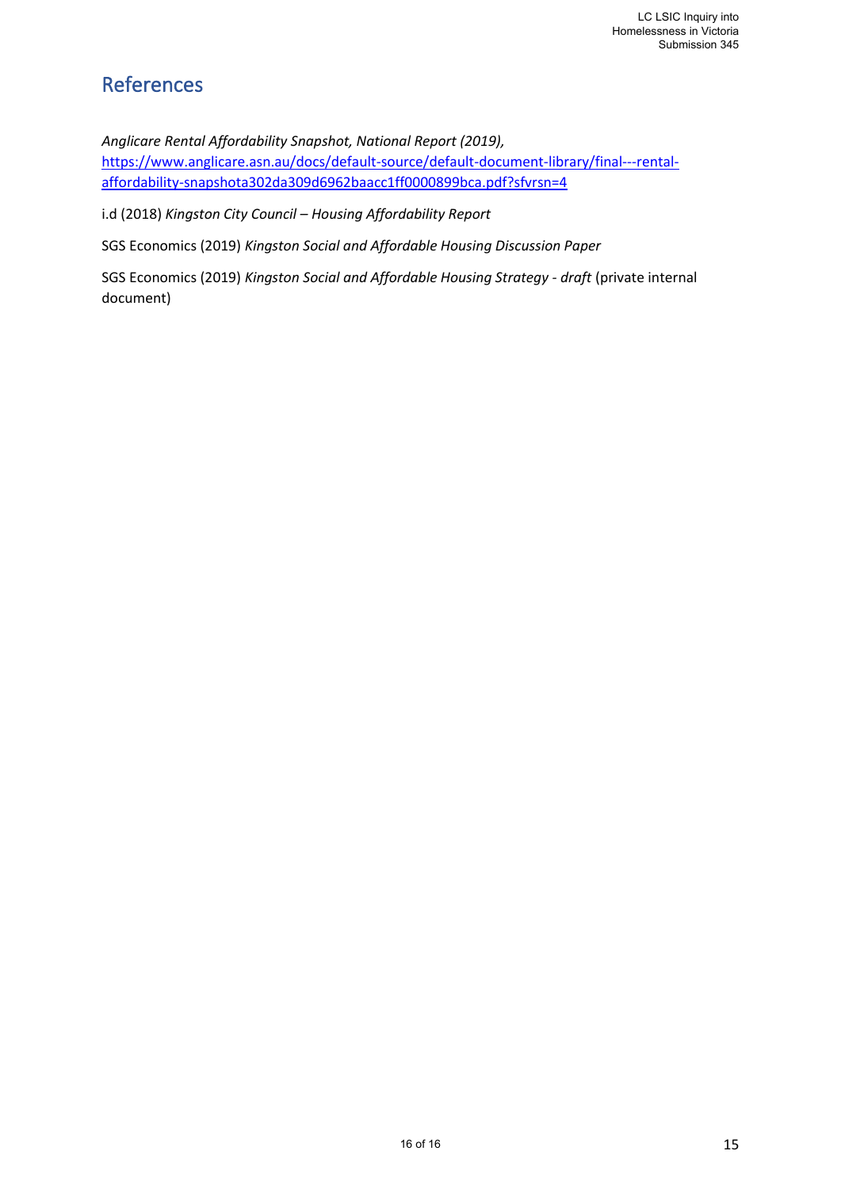# References

*Anglicare Rental Affordability Snapshot, National Report (2019),* https://www.anglicare.asn.au/docs/default-source/default-document-library/final---rental-affordability-snapshota302da309d6962baacc1ff0000899bca.pdf?sfvrsn=4

i.d (2018) *Kingston City Council – Housing Affordability Report*

SGS Economics (2019) *Kingston Social and Affordable Housing Discussion Paper*

SGS Economics (2019) *Kingston Social and Affordable Housing Strategy - draft* (private internal document)